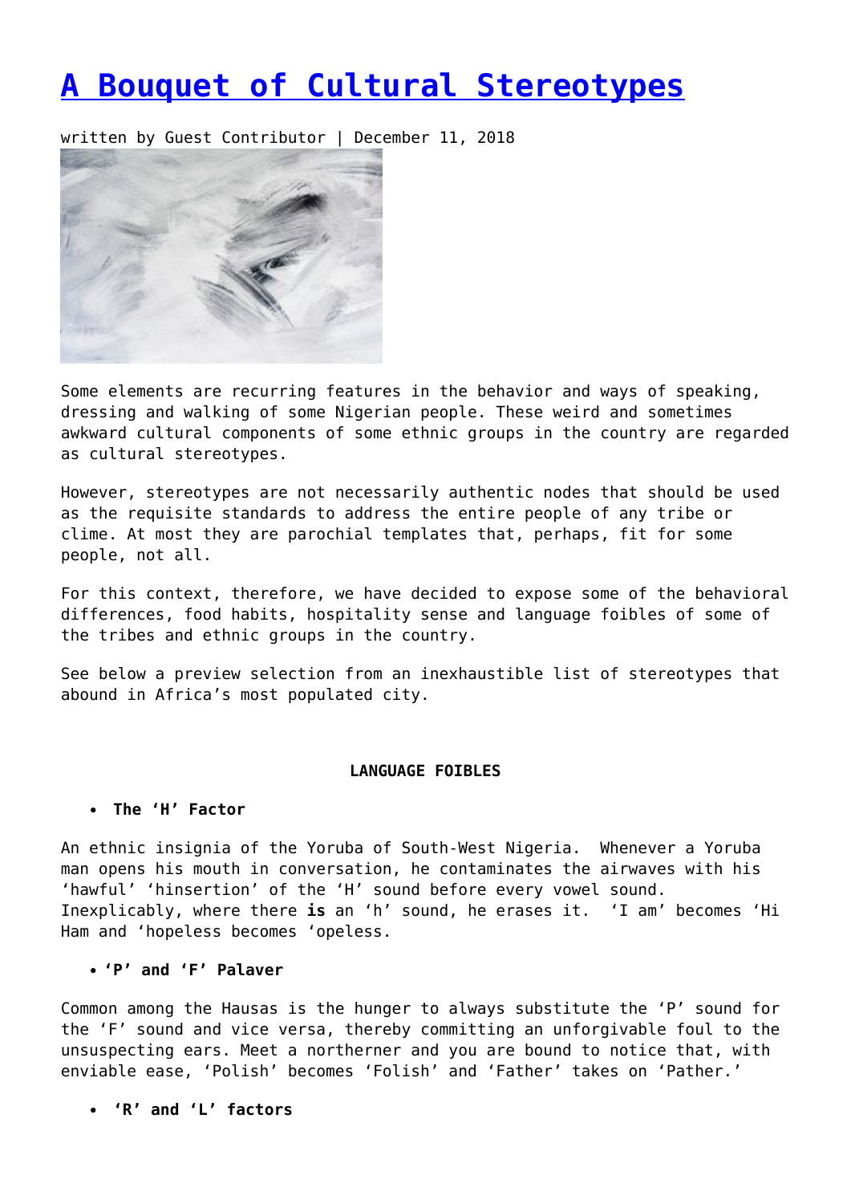# A Bouquet of Cultural Stereotypes

written by Guest Contributor | December 11, 2018

Some elements are recurring features in the behavior and ways of speaking, dressing and walking of some Nigerian people. These weird and sometimes awkward cultural components of some ethnic groups in the country are regarded as cultural stereotypes.

However, stereotypes are not necessarily authentic nodes that should be used as the requisite standards to address the entire people of any tribe or clime. At most they are parochial templates that, perhaps, fit for some people, not all.

For this context, therefore, we have decided to expose some of the behavioral differences, food habits, hospitality sense and language foibles of some of the tribes and ethnic groups in the country.

See below a preview selection from an inexhaustible list of stereotypes that abound in Africa's most populated city.

**LANGUAGE FOIBLES**

- **The 'H' Factor**

An ethnic insignia of the Yoruba of South-West Nigeria. Whenever a Yoruba man opens his mouth in conversation, he contaminates the airwaves with his 'hawful' 'hinsertion' of the 'H' sound before every vowel sound. Inexplicably, where there **is** an 'h' sound, he erases it. 'I am' becomes 'Hi Ham and 'hopeless becomes 'opeless.

- **'P' and 'F' Palaver**

Common among the Hausas is the hunger to always substitute the 'P' sound for the 'F' sound and vice versa, thereby committing an unforgivable foul to the unsuspecting ears. Meet a northerner and you are bound to notice that, with enviable ease, 'Polish' becomes 'Folish' and 'Father' takes on 'Pather.'

- **'R' and 'L' factors**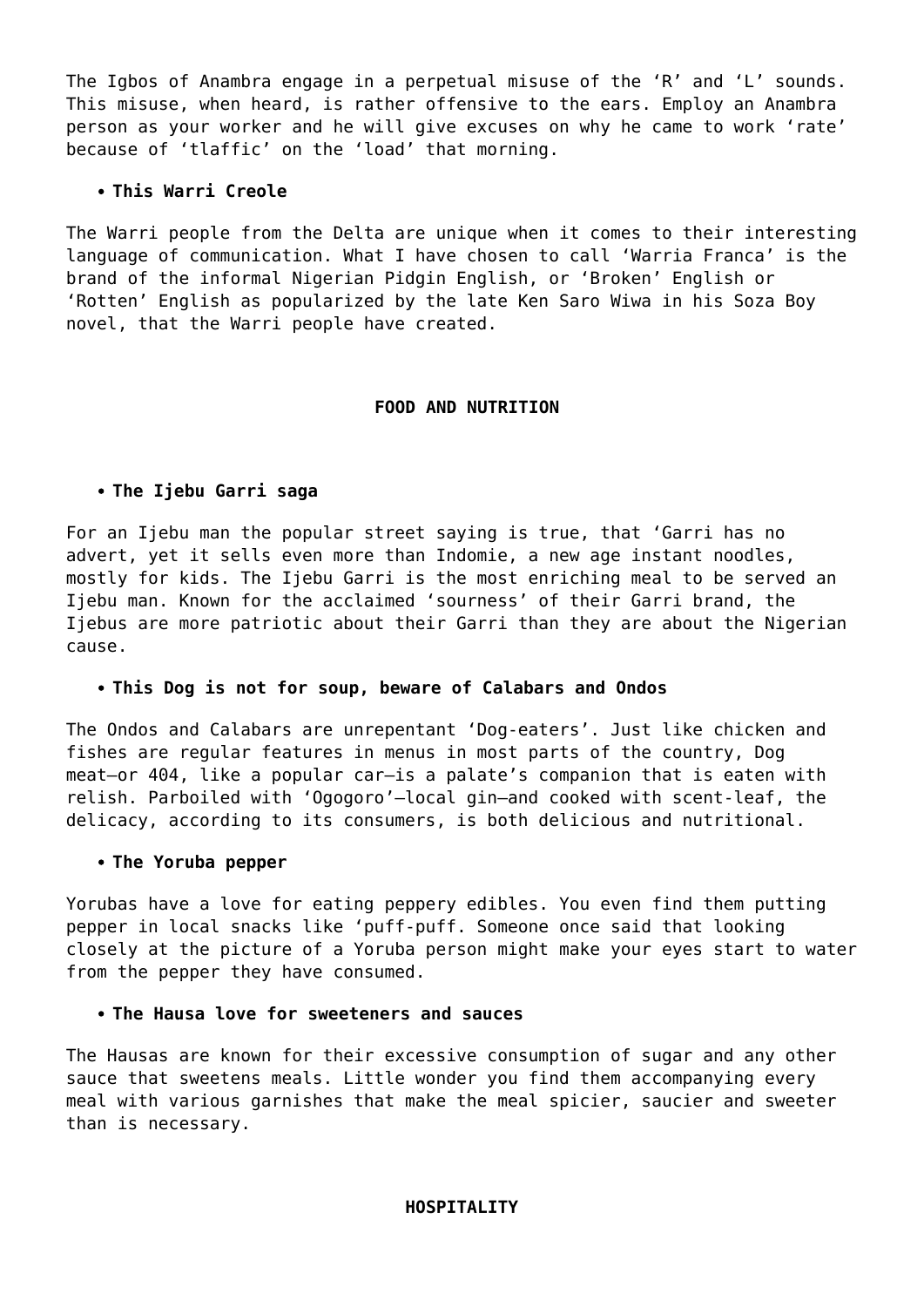The Igbos of Anambra engage in a perpetual misuse of the 'R' and 'L' sounds. This misuse, when heard, is rather offensive to the ears. Employ an Anambra person as your worker and he will give excuses on why he came to work 'rate' because of 'tlaffic' on the 'load' that morning.

- **This Warri Creole**

The Warri people from the Delta are unique when it comes to their interesting language of communication. What I have chosen to call 'Warria Franca' is the brand of the informal Nigerian Pidgin English, or 'Broken' English or 'Rotten' English as popularized by the late Ken Saro Wiwa in his Soza Boy novel, that the Warri people have created.

## FOOD AND NUTRITION

- **The Ijebu Garri saga**

For an Ijebu man the popular street saying is true, that 'Garri has no advert, yet it sells even more than Indomie, a new age instant noodles, mostly for kids. The Ijebu Garri is the most enriching meal to be served an Ijebu man. Known for the acclaimed 'sourness' of their Garri brand, the Ijebus are more patriotic about their Garri than they are about the Nigerian cause.

- **This Dog is not for soup, beware of Calabars and Ondos**

The Ondos and Calabars are unrepentant 'Dog-eaters'. Just like chicken and fishes are regular features in menus in most parts of the country, Dog meat—or 404, like a popular car—is a palate's companion that is eaten with relish. Parboiled with 'Ogogoro'—local gin—and cooked with scent-leaf, the delicacy, according to its consumers, is both delicious and nutritional.

- **The Yoruba pepper**

Yorubas have a love for eating peppery edibles. You even find them putting pepper in local snacks like 'puff-puff. Someone once said that looking closely at the picture of a Yoruba person might make your eyes start to water from the pepper they have consumed.

- **The Hausa love for sweeteners and sauces**

The Hausas are known for their excessive consumption of sugar and any other sauce that sweetens meals. Little wonder you find them accompanying every meal with various garnishes that make the meal spicier, saucier and sweeter than is necessary.

## HOSPITALITY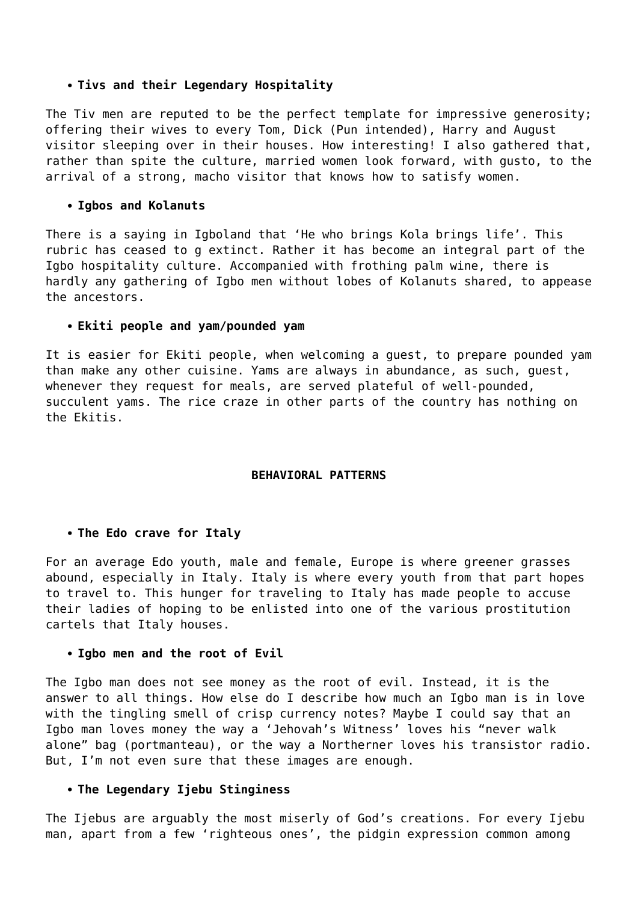- **Tivs and their Legendary Hospitality**

The Tiv men are reputed to be the perfect template for impressive generosity; offering their wives to every Tom, Dick (Pun intended), Harry and August visitor sleeping over in their houses. How interesting! I also gathered that, rather than spite the culture, married women look forward, with gusto, to the arrival of a strong, macho visitor that knows how to satisfy women.

- **Igbos and Kolanuts**

There is a saying in Igboland that 'He who brings Kola brings life'. This rubric has ceased to g extinct. Rather it has become an integral part of the Igbo hospitality culture. Accompanied with frothing palm wine, there is hardly any gathering of Igbo men without lobes of Kolanuts shared, to appease the ancestors.

- **Ekiti people and yam/pounded yam**

It is easier for Ekiti people, when welcoming a guest, to prepare pounded yam than make any other cuisine. Yams are always in abundance, as such, guest, whenever they request for meals, are served plateful of well-pounded, succulent yams. The rice craze in other parts of the country has nothing on the Ekitis.

**BEHAVIORAL PATTERNS**

- **The Edo crave for Italy**

For an average Edo youth, male and female, Europe is where greener grasses abound, especially in Italy. Italy is where every youth from that part hopes to travel to. This hunger for traveling to Italy has made people to accuse their ladies of hoping to be enlisted into one of the various prostitution cartels that Italy houses.

- **Igbo men and the root of Evil**

The Igbo man does not see money as the root of evil. Instead, it is the answer to all things. How else do I describe how much an Igbo man is in love with the tingling smell of crisp currency notes? Maybe I could say that an Igbo man loves money the way a 'Jehovah's Witness' loves his "never walk alone" bag (portmanteau), or the way a Northerner loves his transistor radio. But, I'm not even sure that these images are enough.

- **The Legendary Ijebu Stinginess**

The Ijebus are arguably the most miserly of God's creations. For every Ijebu man, apart from a few 'righteous ones', the pidgin expression common among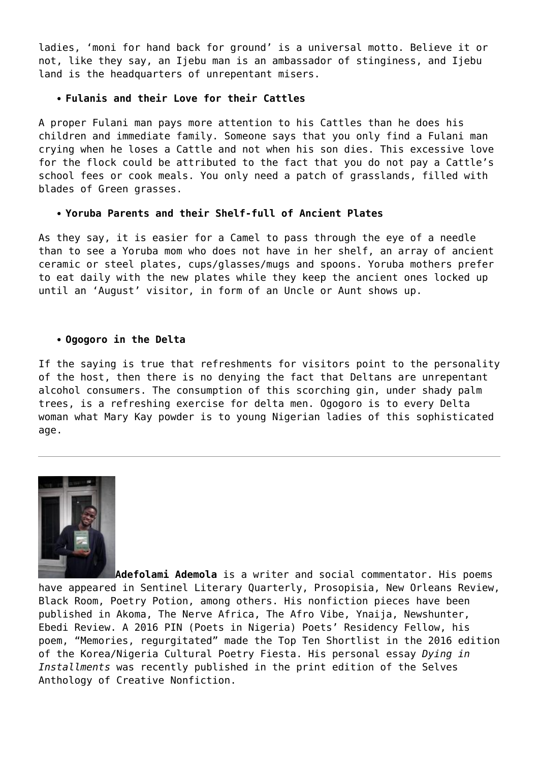ladies, 'moni for hand back for ground' is a universal motto. Believe it or not, like they say, an Ijebu man is an ambassador of stinginess, and Ijebu land is the headquarters of unrepentant misers.

- **Fulanis and their Love for their Cattles**

A proper Fulani man pays more attention to his Cattles than he does his children and immediate family. Someone says that you only find a Fulani man crying when he loses a Cattle and not when his son dies. This excessive love for the flock could be attributed to the fact that you do not pay a Cattle's school fees or cook meals. You only need a patch of grasslands, filled with blades of Green grasses.

- **Yoruba Parents and their Shelf-full of Ancient Plates**

As they say, it is easier for a Camel to pass through the eye of a needle than to see a Yoruba mom who does not have in her shelf, an array of ancient ceramic or steel plates, cups/glasses/mugs and spoons. Yoruba mothers prefer to eat daily with the new plates while they keep the ancient ones locked up until an 'August' visitor, in form of an Uncle or Aunt shows up.

- **Ogogoro in the Delta**

If the saying is true that refreshments for visitors point to the personality of the host, then there is no denying the fact that Deltans are unrepentant alcohol consumers. The consumption of this scorching gin, under shady palm trees, is a refreshing exercise for delta men. Ogogoro is to every Delta woman what Mary Kay powder is to young Nigerian ladies of this sophisticated age.

---

**Adefolami Ademola** is a writer and social commentator. His poems have appeared in Sentinel Literary Quarterly, Prosopisia, New Orleans Review, Black Room, Poetry Potion, among others. His nonfiction pieces have been published in Akoma, The Nerve Africa, The Afro Vibe, Ynaija, Newshunter, Ebedi Review. A 2016 PIN (Poets in Nigeria) Poets' Residency Fellow, his poem, "Memories, regurgitated" made the Top Ten Shortlist in the 2016 edition of the Korea/Nigeria Cultural Poetry Fiesta. His personal essay *Dying in Installments* was recently published in the print edition of the Selves Anthology of Creative Nonfiction.